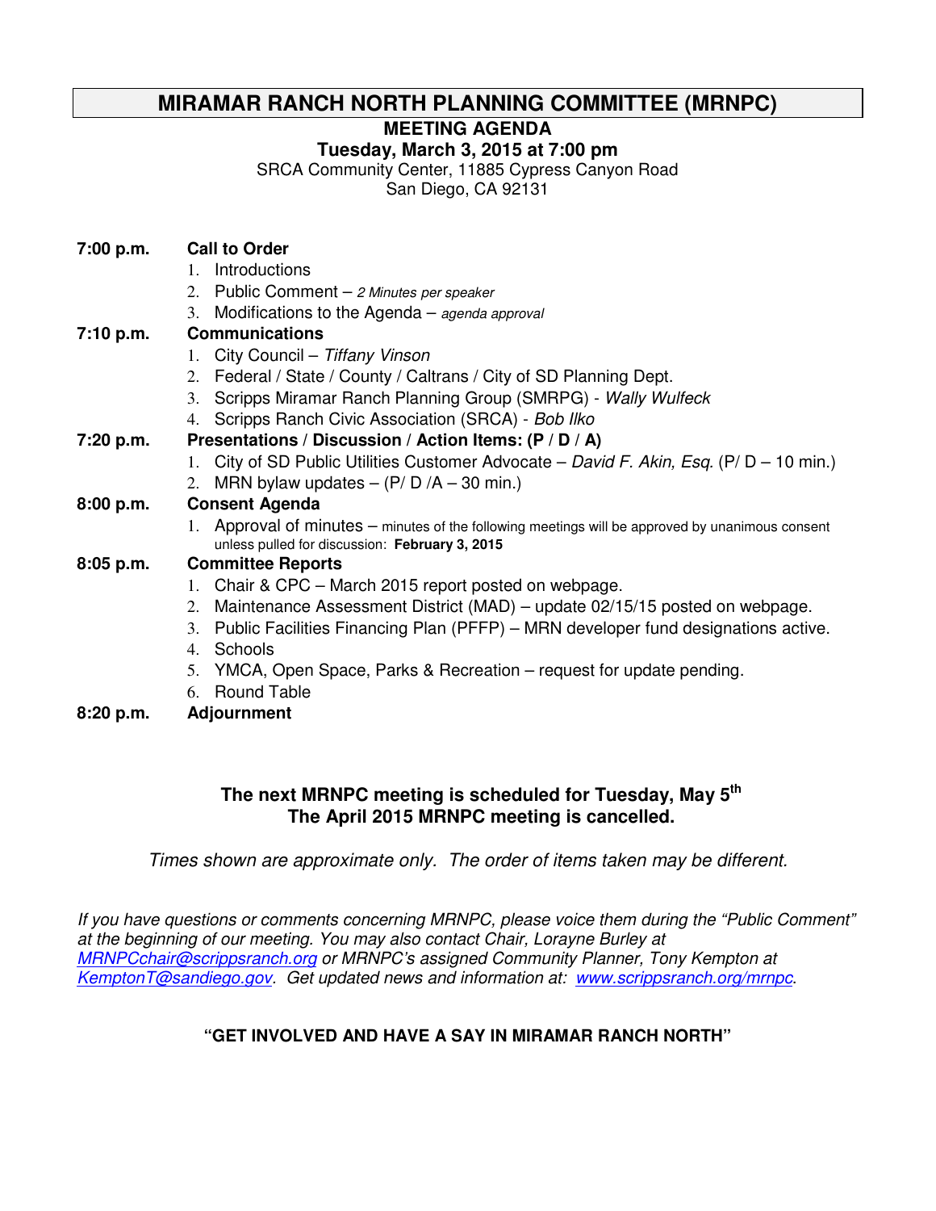# MIRAMAR RANCH NORTH PLANNING COMMITTEE (MRNPC)

**MEETING AGENDA**

**Tuesday, March 3, 2015 at 7:00 pm**

SRCA Community Center, 11885 Cypress Canyon Road
San Diego, CA 92131

**7:00 p.m. Call to Order**

1. Introductions
2. Public Comment – *2 Minutes per speaker*
3. Modifications to the Agenda – *agenda approval*

**7:10 p.m. Communications**

1. City Council – *Tiffany Vinson*
2. Federal / State / County / Caltrans / City of SD Planning Dept.
3. Scripps Miramar Ranch Planning Group (SMRPG) - *Wally Wulfeck*
4. Scripps Ranch Civic Association (SRCA) - *Bob Ilko*

**7:20 p.m. Presentations / Discussion / Action Items: (P / D / A)**

1. City of SD Public Utilities Customer Advocate – *David F. Akin, Esq.* (P/ D – 10 min.)
2. MRN bylaw updates – (P/ D /A – 30 min.)

**8:00 p.m. Consent Agenda**

1. Approval of minutes – minutes of the following meetings will be approved by unanimous consent unless pulled for discussion: **February 3, 2015**

**8:05 p.m. Committee Reports**

1. Chair & CPC – March 2015 report posted on webpage.
2. Maintenance Assessment District (MAD) – update 02/15/15 posted on webpage.
3. Public Facilities Financing Plan (PFFP) – MRN developer fund designations active.
4. Schools
5. YMCA, Open Space, Parks & Recreation – request for update pending.
6. Round Table

**8:20 p.m. Adjournment**

**The next MRNPC meeting is scheduled for Tuesday, May 5th**
**The April 2015 MRNPC meeting is cancelled.**

*Times shown are approximate only. The order of items taken may be different.*

*If you have questions or comments concerning MRNPC, please voice them during the "Public Comment" at the beginning of our meeting. You may also contact Chair, Lorayne Burley at MRNPCchair@scrippsranch.org or MRNPC's assigned Community Planner, Tony Kempton at KemptonT@sandiego.gov. Get updated news and information at: www.scrippsranch.org/mrnpc.*

**"GET INVOLVED AND HAVE A SAY IN MIRAMAR RANCH NORTH"**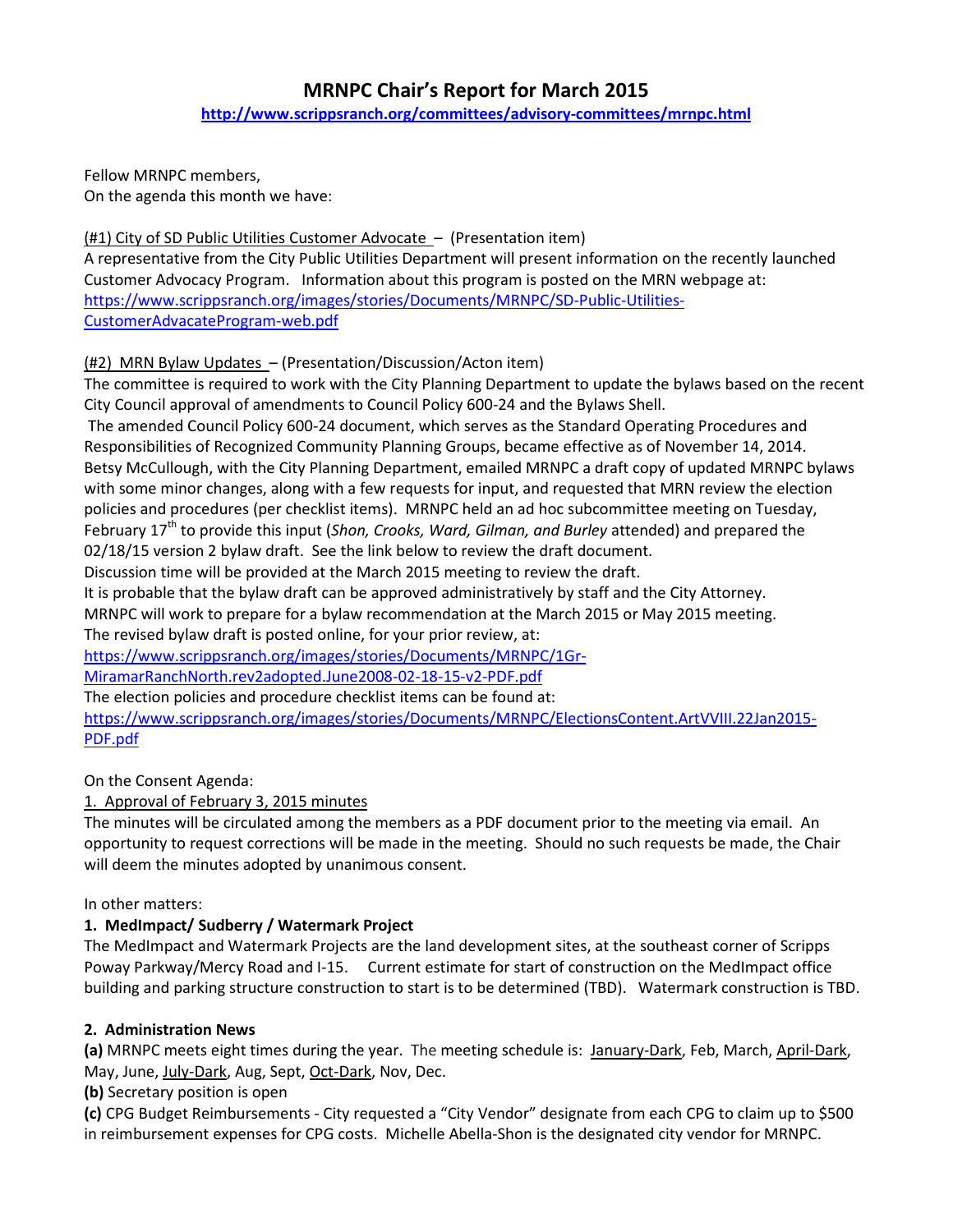# MRNPC Chair's Report for March 2015

**http://www.scrippsranch.org/committees/advisory-committees/mrnpc.html**

Fellow MRNPC members,
On the agenda this month we have:

(#1) City of SD Public Utilities Customer Advocate – (Presentation item)
A representative from the City Public Utilities Department will present information on the recently launched Customer Advocacy Program. Information about this program is posted on the MRN webpage at: https://www.scrippsranch.org/images/stories/Documents/MRNPC/SD-Public-Utilities-CustomerAdvacateProgram-web.pdf

(#2) MRN Bylaw Updates – (Presentation/Discussion/Acton item)
The committee is required to work with the City Planning Department to update the bylaws based on the recent City Council approval of amendments to Council Policy 600-24 and the Bylaws Shell.
The amended Council Policy 600-24 document, which serves as the Standard Operating Procedures and Responsibilities of Recognized Community Planning Groups, became effective as of November 14, 2014.
Betsy McCullough, with the City Planning Department, emailed MRNPC a draft copy of updated MRNPC bylaws with some minor changes, along with a few requests for input, and requested that MRN review the election policies and procedures (per checklist items). MRNPC held an ad hoc subcommittee meeting on Tuesday, February 17th to provide this input (*Shon, Crooks, Ward, Gilman, and Burley* attended) and prepared the 02/18/15 version 2 bylaw draft. See the link below to review the draft document.
Discussion time will be provided at the March 2015 meeting to review the draft.
It is probable that the bylaw draft can be approved administratively by staff and the City Attorney.
MRNPC will work to prepare for a bylaw recommendation at the March 2015 or May 2015 meeting.
The revised bylaw draft is posted online, for your prior review, at:
https://www.scrippsranch.org/images/stories/Documents/MRNPC/1Gr-MiramarRanchNorth.rev2adopted.June2008-02-18-15-v2-PDF.pdf
The election policies and procedure checklist items can be found at:
https://www.scrippsranch.org/images/stories/Documents/MRNPC/ElectionsContent.ArtVVIII.22Jan2015-PDF.pdf

On the Consent Agenda:
1. Approval of February 3, 2015 minutes
The minutes will be circulated among the members as a PDF document prior to the meeting via email. An opportunity to request corrections will be made in the meeting. Should no such requests be made, the Chair will deem the minutes adopted by unanimous consent.

In other matters:

**1. MedImpact/ Sudberry / Watermark Project**
The MedImpact and Watermark Projects are the land development sites, at the southeast corner of Scripps Poway Parkway/Mercy Road and I-15. Current estimate for start of construction on the MedImpact office building and parking structure construction to start is to be determined (TBD). Watermark construction is TBD.

**2. Administration News**
**(a)** MRNPC meets eight times during the year. The meeting schedule is: January-Dark, Feb, March, April-Dark, May, June, July-Dark, Aug, Sept, Oct-Dark, Nov, Dec.
**(b)** Secretary position is open
**(c)** CPG Budget Reimbursements - City requested a "City Vendor" designate from each CPG to claim up to $500 in reimbursement expenses for CPG costs. Michelle Abella-Shon is the designated city vendor for MRNPC.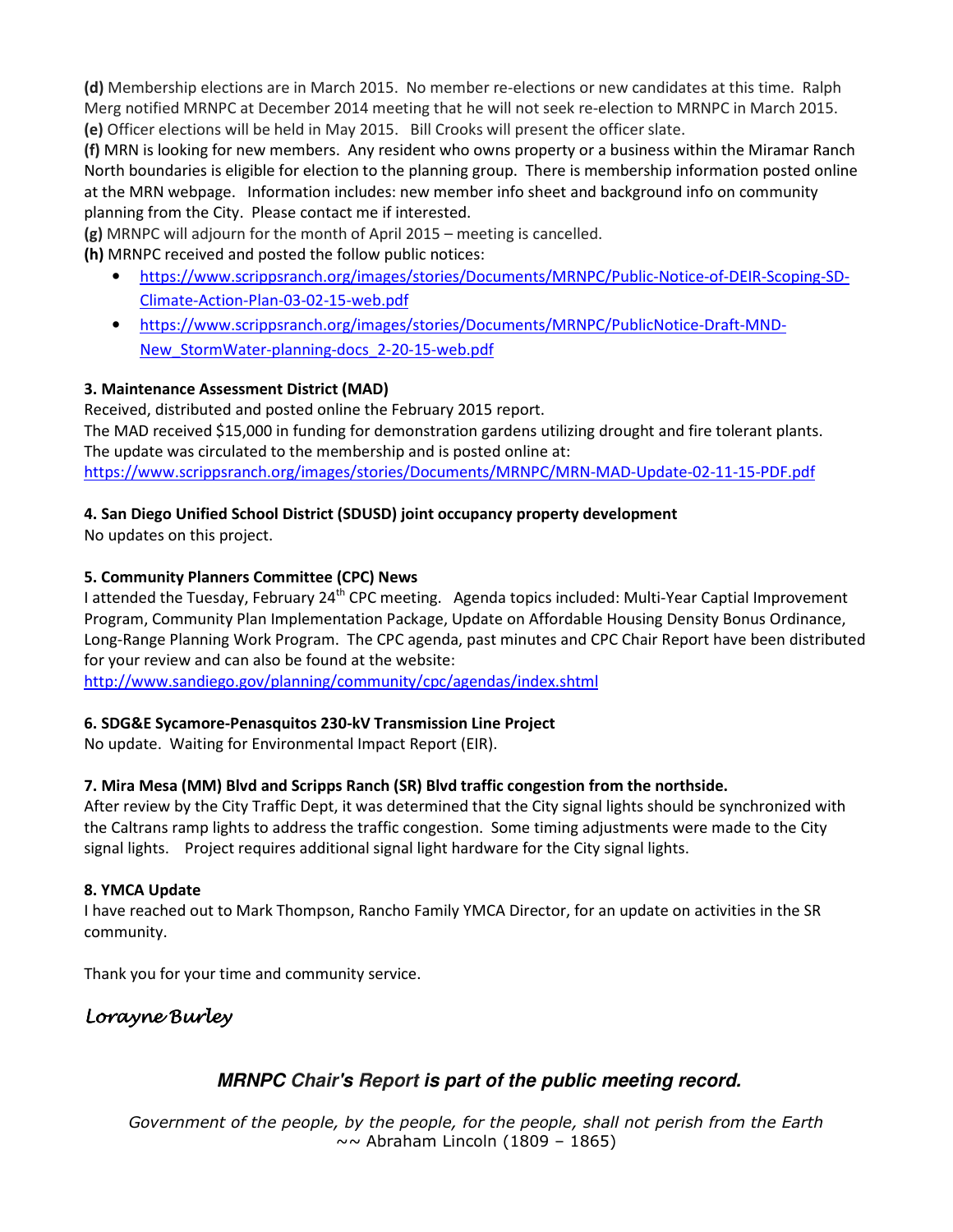**(d)** Membership elections are in March 2015. No member re-elections or new candidates at this time. Ralph Merg notified MRNPC at December 2014 meeting that he will not seek re-election to MRNPC in March 2015.
**(e)** Officer elections will be held in May 2015. Bill Crooks will present the officer slate.
**(f)** MRN is looking for new members. Any resident who owns property or a business within the Miramar Ranch North boundaries is eligible for election to the planning group. There is membership information posted online at the MRN webpage. Information includes: new member info sheet and background info on community planning from the City. Please contact me if interested.
**(g)** MRNPC will adjourn for the month of April 2015 – meeting is cancelled.
**(h)** MRNPC received and posted the follow public notices:

- https://www.scrippsranch.org/images/stories/Documents/MRNPC/Public-Notice-of-DEIR-Scoping-SD-Climate-Action-Plan-03-02-15-web.pdf
- https://www.scrippsranch.org/images/stories/Documents/MRNPC/PublicNotice-Draft-MND-New_StormWater-planning-docs_2-20-15-web.pdf

**3. Maintenance Assessment District (MAD)**
Received, distributed and posted online the February 2015 report.
The MAD received $15,000 in funding for demonstration gardens utilizing drought and fire tolerant plants. The update was circulated to the membership and is posted online at:
https://www.scrippsranch.org/images/stories/Documents/MRNPC/MRN-MAD-Update-02-11-15-PDF.pdf

**4. San Diego Unified School District (SDUSD) joint occupancy property development**
No updates on this project.

**5. Community Planners Committee (CPC) News**
I attended the Tuesday, February 24th CPC meeting. Agenda topics included: Multi-Year Captial Improvement Program, Community Plan Implementation Package, Update on Affordable Housing Density Bonus Ordinance, Long-Range Planning Work Program. The CPC agenda, past minutes and CPC Chair Report have been distributed for your review and can also be found at the website:
http://www.sandiego.gov/planning/community/cpc/agendas/index.shtml

**6. SDG&E Sycamore-Penasquitos 230-kV Transmission Line Project**
No update. Waiting for Environmental Impact Report (EIR).

**7. Mira Mesa (MM) Blvd and Scripps Ranch (SR) Blvd traffic congestion from the northside.**
After review by the City Traffic Dept, it was determined that the City signal lights should be synchronized with the Caltrans ramp lights to address the traffic congestion. Some timing adjustments were made to the City signal lights. Project requires additional signal light hardware for the City signal lights.

**8. YMCA Update**
I have reached out to Mark Thompson, Rancho Family YMCA Director, for an update on activities in the SR community.

Thank you for your time and community service.

*Lorayne Burley*

***MRNPC Chair's Report is part of the public meeting record.***

*Government of the people, by the people, for the people, shall not perish from the Earth*
~~ Abraham Lincoln (1809 – 1865)